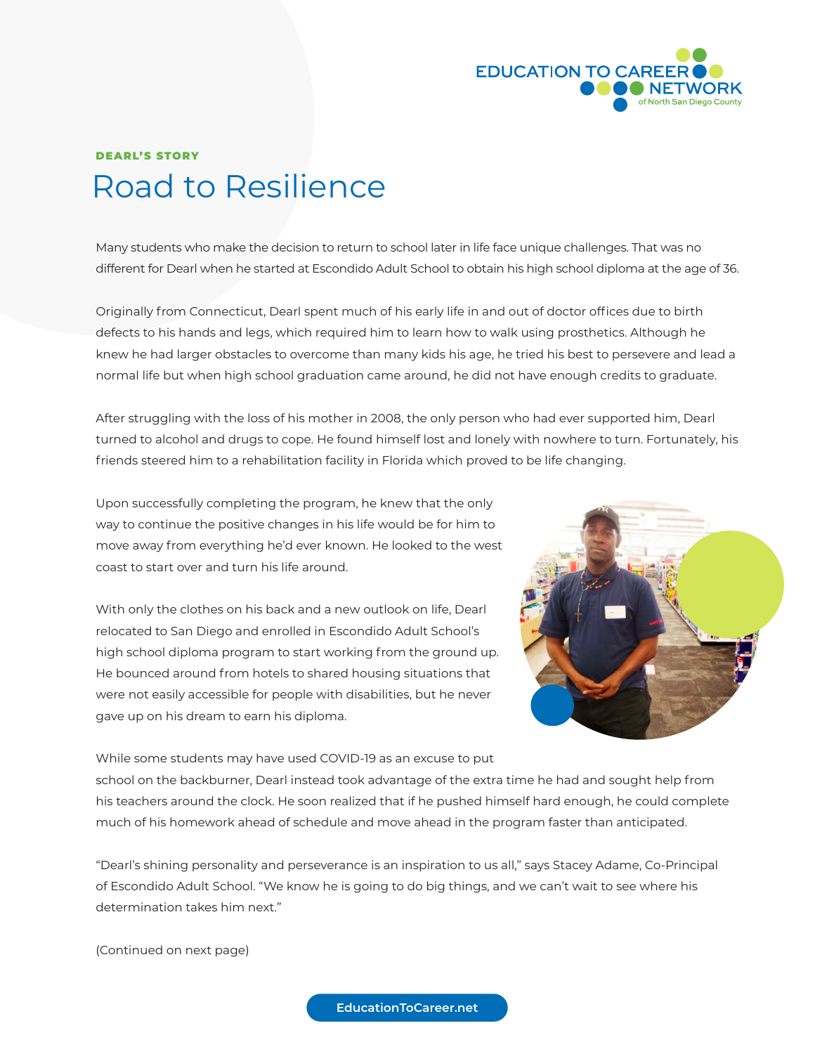**DEARL'S STORY**

# Road to Resilience

Many students who make the decision to return to school later in life face unique challenges. That was no different for Dearl when he started at Escondido Adult School to obtain his high school diploma at the age of 36.

Originally from Connecticut, Dearl spent much of his early life in and out of doctor offices due to birth defects to his hands and legs, which required him to learn how to walk using prosthetics. Although he knew he had larger obstacles to overcome than many kids his age, he tried his best to persevere and lead a normal life but when high school graduation came around, he did not have enough credits to graduate.

After struggling with the loss of his mother in 2008, the only person who had ever supported him, Dearl turned to alcohol and drugs to cope. He found himself lost and lonely with nowhere to turn. Fortunately, his friends steered him to a rehabilitation facility in Florida which proved to be life changing.

Upon successfully completing the program, he knew that the only way to continue the positive changes in his life would be for him to move away from everything he'd ever known. He looked to the west coast to start over and turn his life around.

With only the clothes on his back and a new outlook on life, Dearl relocated to San Diego and enrolled in Escondido Adult School's high school diploma program to start working from the ground up. He bounced around from hotels to shared housing situations that were not easily accessible for people with disabilities, but he never gave up on his dream to earn his diploma.

While some students may have used COVID-19 as an excuse to put school on the backburner, Dearl instead took advantage of the extra time he had and sought help from his teachers around the clock. He soon realized that if he pushed himself hard enough, he could complete much of his homework ahead of schedule and move ahead in the program faster than anticipated.

"Dearl's shining personality and perseverance is an inspiration to us all," says Stacey Adame, Co-Principal of Escondido Adult School. "We know he is going to do big things, and we can't wait to see where his determination takes him next."

(Continued on next page)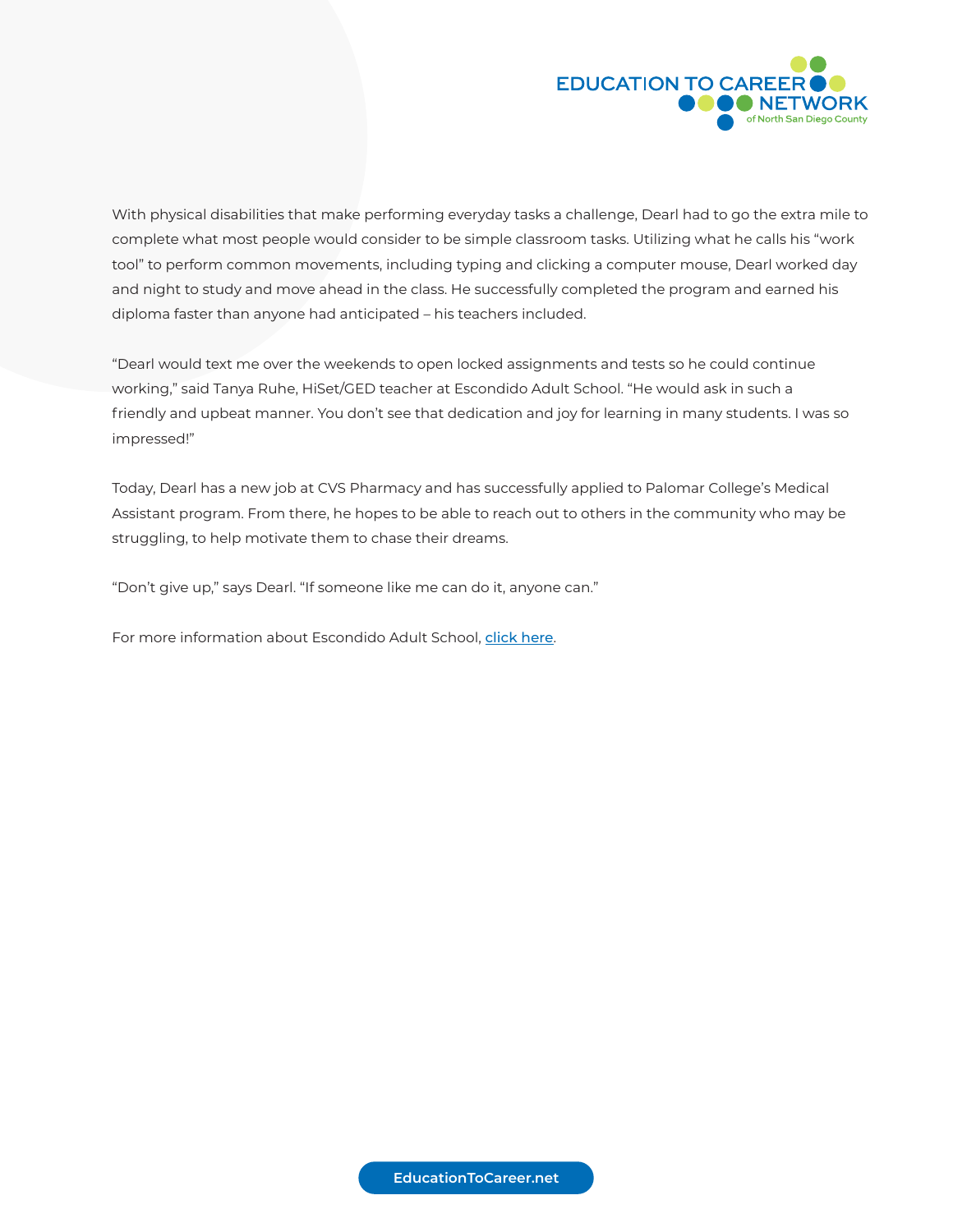With physical disabilities that make performing everyday tasks a challenge, Dearl had to go the extra mile to complete what most people would consider to be simple classroom tasks. Utilizing what he calls his “work tool” to perform common movements, including typing and clicking a computer mouse, Dearl worked day and night to study and move ahead in the class. He successfully completed the program and earned his diploma faster than anyone had anticipated – his teachers included.

“Dearl would text me over the weekends to open locked assignments and tests so he could continue working,” said Tanya Ruhe, HiSet/GED teacher at Escondido Adult School. “He would ask in such a friendly and upbeat manner. You don’t see that dedication and joy for learning in many students. I was so impressed!”

Today, Dearl has a new job at CVS Pharmacy and has successfully applied to Palomar College’s Medical Assistant program. From there, he hopes to be able to reach out to others in the community who may be struggling, to help motivate them to chase their dreams.

“Don’t give up,” says Dearl. “If someone like me can do it, anyone can.”

For more information about Escondido Adult School, click here.